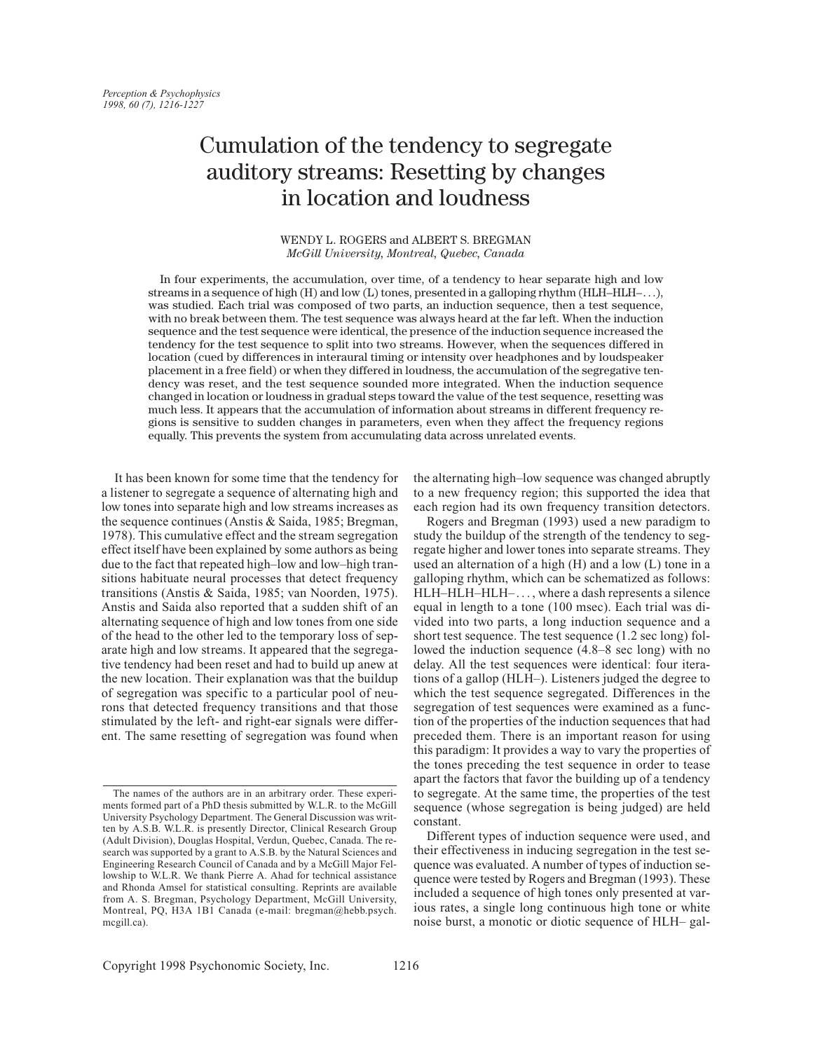# Cumulation of the tendency to segregate auditory streams: Resetting by changes in location and loudness

WENDY L. ROGERS and ALBERT S. BREGMAN
*McGill University, Montreal, Quebec, Canada*

In four experiments, the accumulation, over time, of a tendency to hear separate high and low streams in a sequence of high (H) and low (L) tones, presented in a galloping rhythm (HLH–HLH–...), was studied. Each trial was composed of two parts, an induction sequence, then a test sequence, with no break between them. The test sequence was always heard at the far left. When the induction sequence and the test sequence were identical, the presence of the induction sequence increased the tendency for the test sequence to split into two streams. However, when the sequences differed in location (cued by differences in interaural timing or intensity over headphones and by loudspeaker placement in a free field) or when they differed in loudness, the accumulation of the segregative tendency was reset, and the test sequence sounded more integrated. When the induction sequence changed in location or loudness in gradual steps toward the value of the test sequence, resetting was much less. It appears that the accumulation of information about streams in different frequency regions is sensitive to sudden changes in parameters, even when they affect the frequency regions equally. This prevents the system from accumulating data across unrelated events.

It has been known for some time that the tendency for a listener to segregate a sequence of alternating high and low tones into separate high and low streams increases as the sequence continues (Anstis & Saida, 1985; Bregman, 1978). This cumulative effect and the stream segregation effect itself have been explained by some authors as being due to the fact that repeated high–low and low–high transitions habituate neural processes that detect frequency transitions (Anstis & Saida, 1985; van Noorden, 1975). Anstis and Saida also reported that a sudden shift of an alternating sequence of high and low tones from one side of the head to the other led to the temporary loss of separate high and low streams. It appeared that the segregative tendency had been reset and had to build up anew at the new location. Their explanation was that the buildup of segregation was specific to a particular pool of neurons that detected frequency transitions and that those stimulated by the left- and right-ear signals were different. The same resetting of segregation was found when the alternating high–low sequence was changed abruptly to a new frequency region; this supported the idea that each region had its own frequency transition detectors.

Rogers and Bregman (1993) used a new paradigm to study the buildup of the strength of the tendency to segregate higher and lower tones into separate streams. They used an alternation of a high (H) and a low (L) tone in a galloping rhythm, which can be schematized as follows: HLH–HLH–HLH–..., where a dash represents a silence equal in length to a tone (100 msec). Each trial was divided into two parts, a long induction sequence and a short test sequence. The test sequence (1.2 sec long) followed the induction sequence (4.8–8 sec long) with no delay. All the test sequences were identical: four iterations of a gallop (HLH–). Listeners judged the degree to which the test sequence segregated. Differences in the segregation of test sequences were examined as a function of the properties of the induction sequences that had preceded them. There is an important reason for using this paradigm: It provides a way to vary the properties of the tones preceding the test sequence in order to tease apart the factors that favor the building up of a tendency to segregate. At the same time, the properties of the test sequence (whose segregation is being judged) are held constant.

Different types of induction sequence were used, and their effectiveness in inducing segregation in the test sequence was evaluated. A number of types of induction sequence were tested by Rogers and Bregman (1993). These included a sequence of high tones only presented at various rates, a single long continuous high tone or white noise burst, a monotic or diotic sequence of HLH– gal-

---

The names of the authors are in an arbitrary order. These experiments formed part of a PhD thesis submitted by W.L.R. to the McGill University Psychology Department. The General Discussion was written by A.S.B. W.L.R. is presently Director, Clinical Research Group (Adult Division), Douglas Hospital, Verdun, Quebec, Canada. The research was supported by a grant to A.S.B. by the Natural Sciences and Engineering Research Council of Canada and by a McGill Major Fellowship to W.L.R. We thank Pierre A. Ahad for technical assistance and Rhonda Amsel for statistical consulting. Reprints are available from A. S. Bregman, Psychology Department, McGill University, Montreal, PQ, H3A 1B1 Canada (e-mail: bregman@hebb.psych.mcgill.ca).

Copyright 1998 Psychonomic Society, Inc.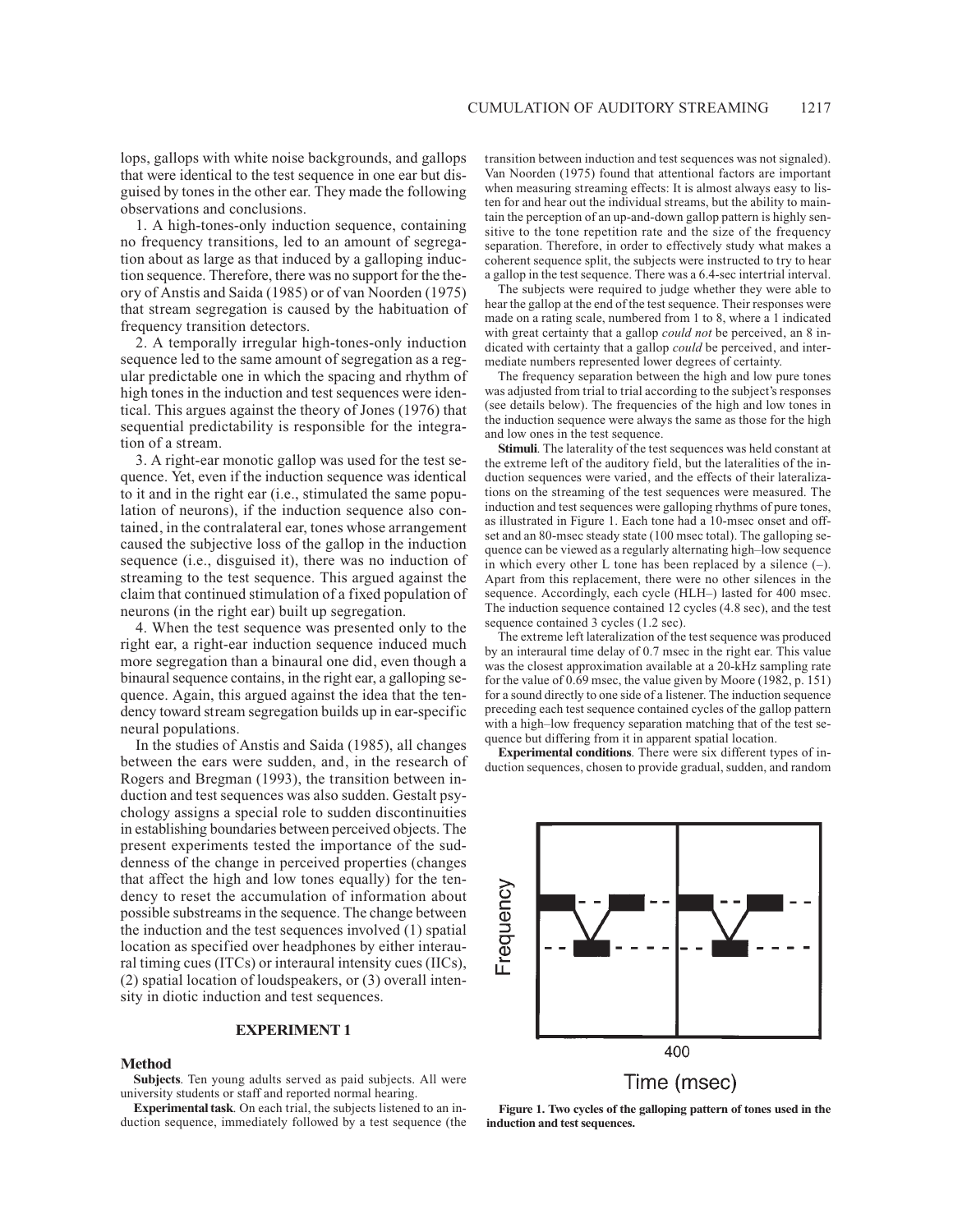lops, gallops with white noise backgrounds, and gallops that were identical to the test sequence in one ear but disguised by tones in the other ear. They made the following observations and conclusions.

1. A high-tones-only induction sequence, containing no frequency transitions, led to an amount of segregation about as large as that induced by a galloping induction sequence. Therefore, there was no support for the theory of Anstis and Saida (1985) or of van Noorden (1975) that stream segregation is caused by the habituation of frequency transition detectors.

2. A temporally irregular high-tones-only induction sequence led to the same amount of segregation as a regular predictable one in which the spacing and rhythm of high tones in the induction and test sequences were identical. This argues against the theory of Jones (1976) that sequential predictability is responsible for the integration of a stream.

3. A right-ear monotic gallop was used for the test sequence. Yet, even if the induction sequence was identical to it and in the right ear (i.e., stimulated the same population of neurons), if the induction sequence also contained, in the contralateral ear, tones whose arrangement caused the subjective loss of the gallop in the induction sequence (i.e., disguised it), there was no induction of streaming to the test sequence. This argued against the claim that continued stimulation of a fixed population of neurons (in the right ear) built up segregation.

4. When the test sequence was presented only to the right ear, a right-ear induction sequence induced much more segregation than a binaural one did, even though a binaural sequence contains, in the right ear, a galloping sequence. Again, this argued against the idea that the tendency toward stream segregation builds up in ear-specific neural populations.

In the studies of Anstis and Saida (1985), all changes between the ears were sudden, and, in the research of Rogers and Bregman (1993), the transition between induction and test sequences was also sudden. Gestalt psychology assigns a special role to sudden discontinuities in establishing boundaries between perceived objects. The present experiments tested the importance of the suddenness of the change in perceived properties (changes that affect the high and low tones equally) for the tendency to reset the accumulation of information about possible substreams in the sequence. The change between the induction and the test sequences involved (1) spatial location as specified over headphones by either interaural timing cues (ITCs) or interaural intensity cues (IICs), (2) spatial location of loudspeakers, or (3) overall intensity in diotic induction and test sequences.

## EXPERIMENT 1

### Method

**Subjects**. Ten young adults served as paid subjects. All were university students or staff and reported normal hearing.

**Experimental task**. On each trial, the subjects listened to an induction sequence, immediately followed by a test sequence (the transition between induction and test sequences was not signaled). Van Noorden (1975) found that attentional factors are important when measuring streaming effects: It is almost always easy to listen for and hear out the individual streams, but the ability to maintain the perception of an up-and-down gallop pattern is highly sensitive to the tone repetition rate and the size of the frequency separation. Therefore, in order to effectively study what makes a coherent sequence split, the subjects were instructed to try to hear a gallop in the test sequence. There was a 6.4-sec intertrial interval.

The subjects were required to judge whether they were able to hear the gallop at the end of the test sequence. Their responses were made on a rating scale, numbered from 1 to 8, where a 1 indicated with great certainty that a gallop *could not* be perceived, an 8 indicated with certainty that a gallop *could* be perceived, and intermediate numbers represented lower degrees of certainty.

The frequency separation between the high and low pure tones was adjusted from trial to trial according to the subject's responses (see details below). The frequencies of the high and low tones in the induction sequence were always the same as those for the high and low ones in the test sequence.

**Stimuli**. The laterality of the test sequences was held constant at the extreme left of the auditory field, but the lateralities of the induction sequences were varied, and the effects of their lateralizations on the streaming of the test sequences were measured. The induction and test sequences were galloping rhythms of pure tones, as illustrated in Figure 1. Each tone had a 10-msec onset and offset and an 80-msec steady state (100 msec total). The galloping sequence can be viewed as a regularly alternating high–low sequence in which every other L tone has been replaced by a silence (–). Apart from this replacement, there were no other silences in the sequence. Accordingly, each cycle (HLH–) lasted for 400 msec. The induction sequence contained 12 cycles (4.8 sec), and the test sequence contained 3 cycles (1.2 sec).

The extreme left lateralization of the test sequence was produced by an interaural time delay of 0.7 msec in the right ear. This value was the closest approximation available at a 20-kHz sampling rate for the value of 0.69 msec, the value given by Moore (1982, p. 151) for a sound directly to one side of a listener. The induction sequence preceding each test sequence contained cycles of the gallop pattern with a high–low frequency separation matching that of the test sequence but differing from it in apparent spatial location.

**Experimental conditions**. There were six different types of induction sequences, chosen to provide gradual, sudden, and random

**Figure 1. Two cycles of the galloping pattern of tones used in the induction and test sequences.**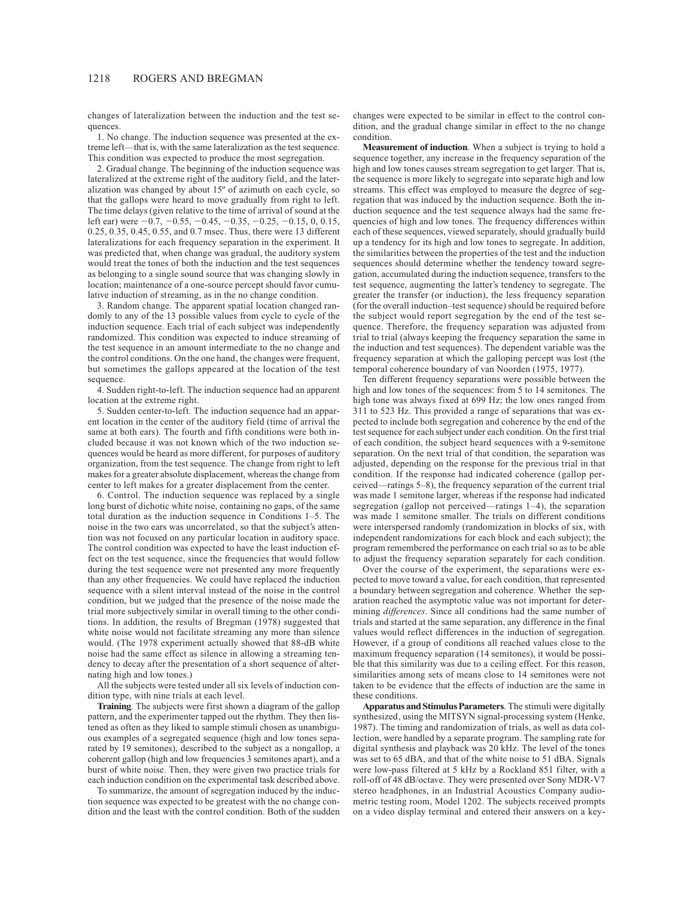changes of lateralization between the induction and the test sequences.

1. No change. The induction sequence was presented at the extreme left—that is, with the same lateralization as the test sequence. This condition was expected to produce the most segregation.

2. Gradual change. The beginning of the induction sequence was lateralized at the extreme right of the auditory field, and the lateralization was changed by about 15º of azimuth on each cycle, so that the gallops were heard to move gradually from right to left. The time delays (given relative to the time of arrival of sound at the left ear) were −0.7, −0.55, −0.45, −0.35, −0.25, −0.15, 0, 0.15, 0.25, 0.35, 0.45, 0.55, and 0.7 msec. Thus, there were 13 different lateralizations for each frequency separation in the experiment. It was predicted that, when change was gradual, the auditory system would treat the tones of both the induction and the test sequences as belonging to a single sound source that was changing slowly in location; maintenance of a one-source percept should favor cumulative induction of streaming, as in the no change condition.

3. Random change. The apparent spatial location changed randomly to any of the 13 possible values from cycle to cycle of the induction sequence. Each trial of each subject was independently randomized. This condition was expected to induce streaming of the test sequence in an amount intermediate to the no change and the control conditions. On the one hand, the changes were frequent, but sometimes the gallops appeared at the location of the test sequence.

4. Sudden right-to-left. The induction sequence had an apparent location at the extreme right.

5. Sudden center-to-left. The induction sequence had an apparent location in the center of the auditory field (time of arrival the same at both ears). The fourth and fifth conditions were both included because it was not known which of the two induction sequences would be heard as more different, for purposes of auditory organization, from the test sequence. The change from right to left makes for a greater absolute displacement, whereas the change from center to left makes for a greater displacement from the center.

6. Control. The induction sequence was replaced by a single long burst of dichotic white noise, containing no gaps, of the same total duration as the induction sequence in Conditions 1–5. The noise in the two ears was uncorrelated, so that the subject's attention was not focused on any particular location in auditory space. The control condition was expected to have the least induction effect on the test sequence, since the frequencies that would follow during the test sequence were not presented any more frequently than any other frequencies. We could have replaced the induction sequence with a silent interval instead of the noise in the control condition, but we judged that the presence of the noise made the trial more subjectively similar in overall timing to the other conditions. In addition, the results of Bregman (1978) suggested that white noise would not facilitate streaming any more than silence would. (The 1978 experiment actually showed that 88-dB white noise had the same effect as silence in allowing a streaming tendency to decay after the presentation of a short sequence of alternating high and low tones.)

All the subjects were tested under all six levels of induction condition type, with nine trials at each level.

**Training**. The subjects were first shown a diagram of the gallop pattern, and the experimenter tapped out the rhythm. They then listened as often as they liked to sample stimuli chosen as unambiguous examples of a segregated sequence (high and low tones separated by 19 semitones), described to the subject as a nongallop, a coherent gallop (high and low frequencies 3 semitones apart), and a burst of white noise. Then, they were given two practice trials for each induction condition on the experimental task described above.

To summarize, the amount of segregation induced by the induction sequence was expected to be greatest with the no change condition and the least with the control condition. Both of the sudden changes were expected to be similar in effect to the control condition, and the gradual change similar in effect to the no change condition.

**Measurement of induction**. When a subject is trying to hold a sequence together, any increase in the frequency separation of the high and low tones causes stream segregation to get larger. That is, the sequence is more likely to segregate into separate high and low streams. This effect was employed to measure the degree of segregation that was induced by the induction sequence. Both the induction sequence and the test sequence always had the same frequencies of high and low tones. The frequency differences within each of these sequences, viewed separately, should gradually build up a tendency for its high and low tones to segregate. In addition, the similarities between the properties of the test and the induction sequences should determine whether the tendency toward segregation, accumulated during the induction sequence, transfers to the test sequence, augmenting the latter's tendency to segregate. The greater the transfer (or induction), the less frequency separation (for the overall induction–test sequence) should be required before the subject would report segregation by the end of the test sequence. Therefore, the frequency separation was adjusted from trial to trial (always keeping the frequency separation the same in the induction and test sequences). The dependent variable was the frequency separation at which the galloping percept was lost (the temporal coherence boundary of van Noorden (1975, 1977).

Ten different frequency separations were possible between the high and low tones of the sequences: from 5 to 14 semitones. The high tone was always fixed at 699 Hz; the low ones ranged from 311 to 523 Hz. This provided a range of separations that was expected to include both segregation and coherence by the end of the test sequence for each subject under each condition. On the first trial of each condition, the subject heard sequences with a 9-semitone separation. On the next trial of that condition, the separation was adjusted, depending on the response for the previous trial in that condition. If the response had indicated coherence (gallop perceived—ratings 5–8), the frequency separation of the current trial was made 1 semitone larger, whereas if the response had indicated segregation (gallop not perceived—ratings 1–4), the separation was made 1 semitone smaller. The trials on different conditions were interspersed randomly (randomization in blocks of six, with independent randomizations for each block and each subject); the program remembered the performance on each trial so as to be able to adjust the frequency separation separately for each condition.

Over the course of the experiment, the separations were expected to move toward a value, for each condition, that represented a boundary between segregation and coherence. Whether the separation reached the asymptotic value was not important for determining *differences*. Since all conditions had the same number of trials and started at the same separation, any difference in the final values would reflect differences in the induction of segregation. However, if a group of conditions all reached values close to the maximum frequency separation (14 semitones), it would be possible that this similarity was due to a ceiling effect. For this reason, similarities among sets of means close to 14 semitones were not taken to be evidence that the effects of induction are the same in these conditions.

**Apparatus and Stimulus Parameters**. The stimuli were digitally synthesized, using the MITSYN signal-processing system (Henke, 1987). The timing and randomization of trials, as well as data collection, were handled by a separate program. The sampling rate for digital synthesis and playback was 20 kHz. The level of the tones was set to 65 dBA, and that of the white noise to 51 dBA. Signals were low-pass filtered at 5 kHz by a Rockland 851 filter, with a roll-off of 48 dB/octave. They were presented over Sony MDR-V7 stereo headphones, in an Industrial Acoustics Company audiometric testing room, Model 1202. The subjects received prompts on a video display terminal and entered their answers on a key-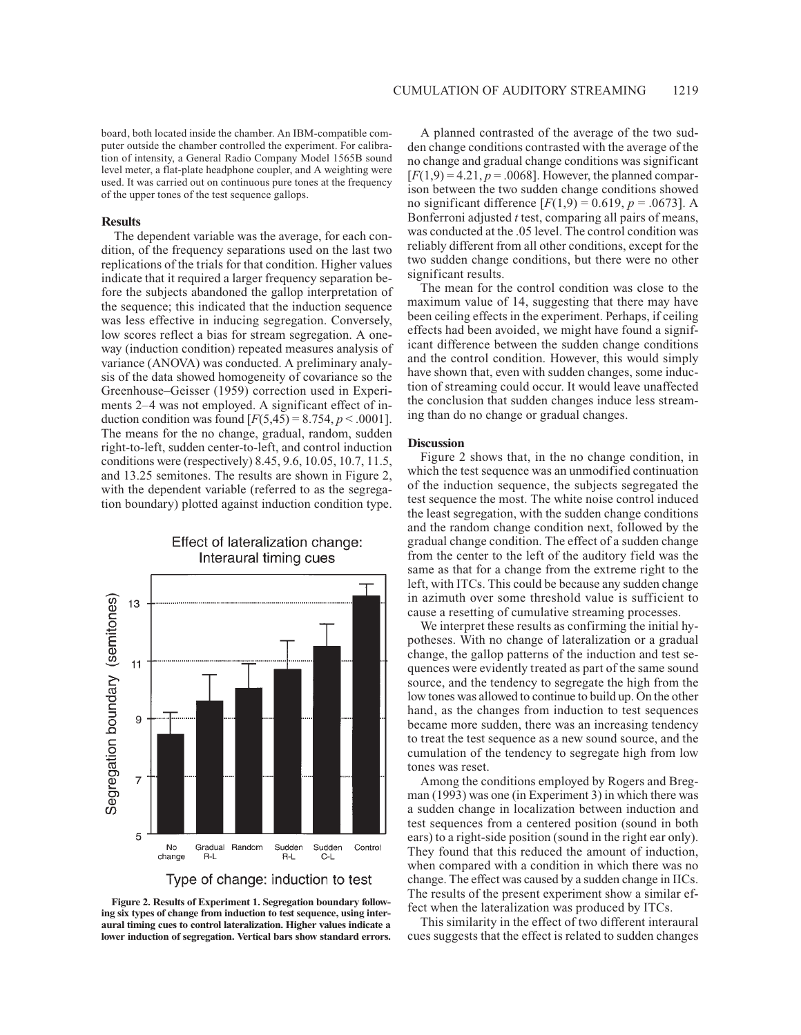board, both located inside the chamber. An IBM-compatible computer outside the chamber controlled the experiment. For calibration of intensity, a General Radio Company Model 1565B sound level meter, a flat-plate headphone coupler, and A weighting were used. It was carried out on continuous pure tones at the frequency of the upper tones of the test sequence gallops.

### Results

The dependent variable was the average, for each condition, of the frequency separations used on the last two replications of the trials for that condition. Higher values indicate that it required a larger frequency separation before the subjects abandoned the gallop interpretation of the sequence; this indicated that the induction sequence was less effective in inducing segregation. Conversely, low scores reflect a bias for stream segregation. A one-way (induction condition) repeated measures analysis of variance (ANOVA) was conducted. A preliminary analysis of the data showed homogeneity of covariance so the Greenhouse–Geisser (1959) correction used in Experiments 2–4 was not employed. A significant effect of induction condition was found [$F(5,45) = 8.754$, $p < .0001$]. The means for the no change, gradual, random, sudden right-to-left, sudden center-to-left, and control induction conditions were (respectively) 8.45, 9.6, 10.05, 10.7, 11.5, and 13.25 semitones. The results are shown in Figure 2, with the dependent variable (referred to as the segregation boundary) plotted against induction condition type.

Effect of lateralization change:
Interaural timing cues

Segregation boundary (semitones)

13
11
9
7
5

No change
Gradual R-L
Random
Sudden R-L
Sudden C-L
Control

Type of change: induction to test

**Figure 2. Results of Experiment 1. Segregation boundary following six types of change from induction to test sequence, using interaural timing cues to control lateralization. Higher values indicate a lower induction of segregation. Vertical bars show standard errors.**

A planned contrasted of the average of the two sudden change conditions contrasted with the average of the no change and gradual change conditions was significant [$F(1,9) = 4.21$, $p = .0068$]. However, the planned comparison between the two sudden change conditions showed no significant difference [$F(1,9) = 0.619$, $p = .0673$]. A Bonferroni adjusted *t* test, comparing all pairs of means, was conducted at the .05 level. The control condition was reliably different from all other conditions, except for the two sudden change conditions, but there were no other significant results.

The mean for the control condition was close to the maximum value of 14, suggesting that there may have been ceiling effects in the experiment. Perhaps, if ceiling effects had been avoided, we might have found a significant difference between the sudden change conditions and the control condition. However, this would simply have shown that, even with sudden changes, some induction of streaming could occur. It would leave unaffected the conclusion that sudden changes induce less streaming than do no change or gradual changes.

### Discussion

Figure 2 shows that, in the no change condition, in which the test sequence was an unmodified continuation of the induction sequence, the subjects segregated the test sequence the most. The white noise control induced the least segregation, with the sudden change conditions and the random change condition next, followed by the gradual change condition. The effect of a sudden change from the center to the left of the auditory field was the same as that for a change from the extreme right to the left, with ITCs. This could be because any sudden change in azimuth over some threshold value is sufficient to cause a resetting of cumulative streaming processes.

We interpret these results as confirming the initial hypotheses. With no change of lateralization or a gradual change, the gallop patterns of the induction and test sequences were evidently treated as part of the same sound source, and the tendency to segregate the high from the low tones was allowed to continue to build up. On the other hand, as the changes from induction to test sequences became more sudden, there was an increasing tendency to treat the test sequence as a new sound source, and the cumulation of the tendency to segregate high from low tones was reset.

Among the conditions employed by Rogers and Bregman (1993) was one (in Experiment 3) in which there was a sudden change in localization between induction and test sequences from a centered position (sound in both ears) to a right-side position (sound in the right ear only). They found that this reduced the amount of induction, when compared with a condition in which there was no change. The effect was caused by a sudden change in IICs. The results of the present experiment show a similar effect when the lateralization was produced by ITCs.

This similarity in the effect of two different interaural cues suggests that the effect is related to sudden changes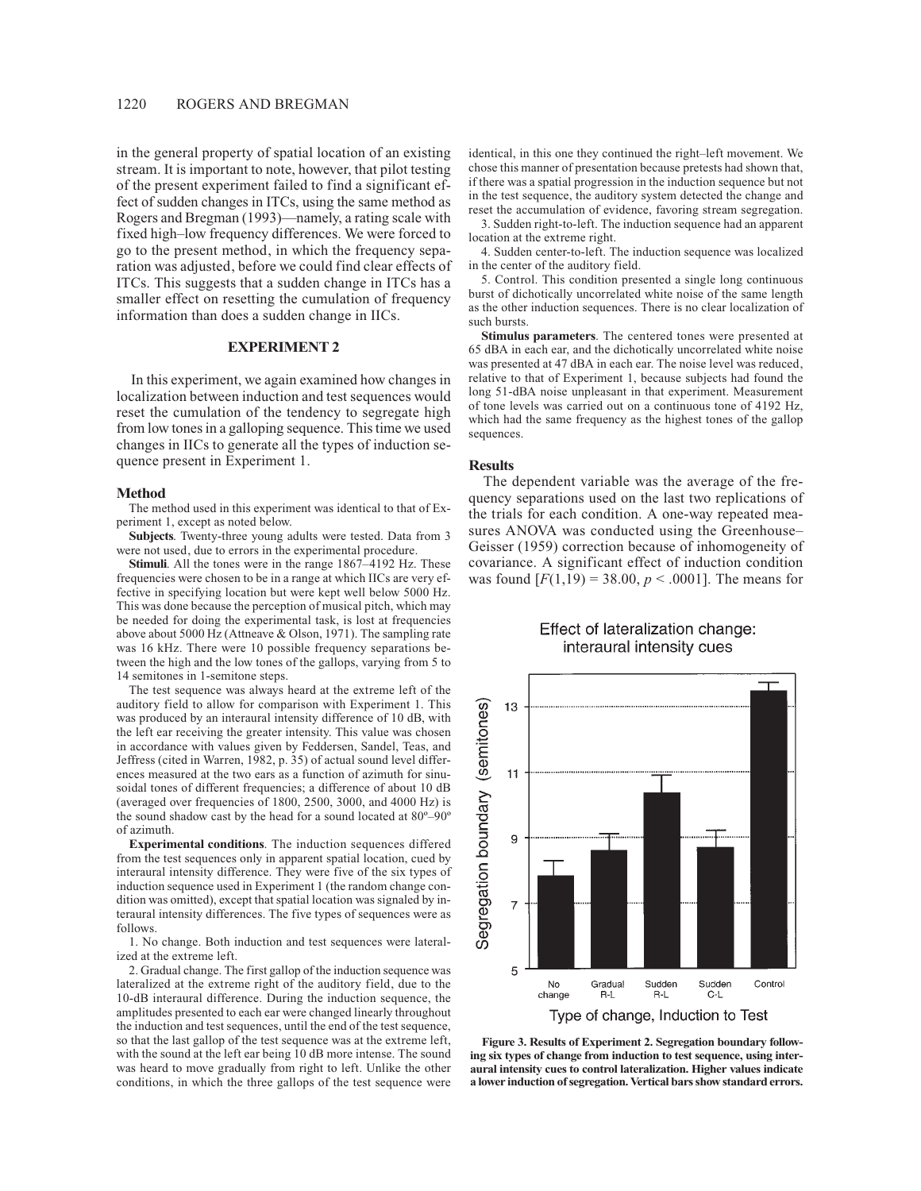in the general property of spatial location of an existing stream. It is important to note, however, that pilot testing of the present experiment failed to find a significant effect of sudden changes in ITCs, using the same method as Rogers and Bregman (1993)—namely, a rating scale with fixed high–low frequency differences. We were forced to go to the present method, in which the frequency separation was adjusted, before we could find clear effects of ITCs. This suggests that a sudden change in ITCs has a smaller effect on resetting the cumulation of frequency information than does a sudden change in IICs.

## EXPERIMENT 2

In this experiment, we again examined how changes in localization between induction and test sequences would reset the cumulation of the tendency to segregate high from low tones in a galloping sequence. This time we used changes in IICs to generate all the types of induction sequence present in Experiment 1.

### Method

The method used in this experiment was identical to that of Experiment 1, except as noted below.

**Subjects**. Twenty-three young adults were tested. Data from 3 were not used, due to errors in the experimental procedure.

**Stimuli**. All the tones were in the range 1867–4192 Hz. These frequencies were chosen to be in a range at which IICs are very effective in specifying location but were kept well below 5000 Hz. This was done because the perception of musical pitch, which may be needed for doing the experimental task, is lost at frequencies above about 5000 Hz (Attneave & Olson, 1971). The sampling rate was 16 kHz. There were 10 possible frequency separations between the high and the low tones of the gallops, varying from 5 to 14 semitones in 1-semitone steps.

The test sequence was always heard at the extreme left of the auditory field to allow for comparison with Experiment 1. This was produced by an interaural intensity difference of 10 dB, with the left ear receiving the greater intensity. This value was chosen in accordance with values given by Feddersen, Sandel, Teas, and Jeffress (cited in Warren, 1982, p. 35) of actual sound level differences measured at the two ears as a function of azimuth for sinusoidal tones of different frequencies; a difference of about 10 dB (averaged over frequencies of 1800, 2500, 3000, and 4000 Hz) is the sound shadow cast by the head for a sound located at 80º–90º of azimuth.

**Experimental conditions**. The induction sequences differed from the test sequences only in apparent spatial location, cued by interaural intensity difference. They were five of the six types of induction sequence used in Experiment 1 (the random change condition was omitted), except that spatial location was signaled by interaural intensity differences. The five types of sequences were as follows.

1. No change. Both induction and test sequences were lateralized at the extreme left.

2. Gradual change. The first gallop of the induction sequence was lateralized at the extreme right of the auditory field, due to the 10-dB interaural difference. During the induction sequence, the amplitudes presented to each ear were changed linearly throughout the induction and test sequences, until the end of the test sequence, so that the last gallop of the test sequence was at the extreme left, with the sound at the left ear being 10 dB more intense. The sound was heard to move gradually from right to left. Unlike the other conditions, in which the three gallops of the test sequence were identical, in this one they continued the right–left movement. We chose this manner of presentation because pretests had shown that, if there was a spatial progression in the induction sequence but not in the test sequence, the auditory system detected the change and reset the accumulation of evidence, favoring stream segregation.

3. Sudden right-to-left. The induction sequence had an apparent location at the extreme right.

4. Sudden center-to-left. The induction sequence was localized in the center of the auditory field.

5. Control. This condition presented a single long continuous burst of dichotically uncorrelated white noise of the same length as the other induction sequences. There is no clear localization of such bursts.

**Stimulus parameters**. The centered tones were presented at 65 dBA in each ear, and the dichotically uncorrelated white noise was presented at 47 dBA in each ear. The noise level was reduced, relative to that of Experiment 1, because subjects had found the long 51-dBA noise unpleasant in that experiment. Measurement of tone levels was carried out on a continuous tone of 4192 Hz, which had the same frequency as the highest tones of the gallop sequences.

### Results

The dependent variable was the average of the frequency separations used on the last two replications of the trials for each condition. A one-way repeated measures ANOVA was conducted using the Greenhouse–Geisser (1959) correction because of inhomogeneity of covariance. A significant effect of induction condition was found [$F(1,19) = 38.00$, $p < .0001$]. The means for

**Figure 3. Results of Experiment 2. Segregation boundary following six types of change from induction to test sequence, using interaural intensity cues to control lateralization. Higher values indicate a lower induction of segregation. Vertical bars show standard errors.**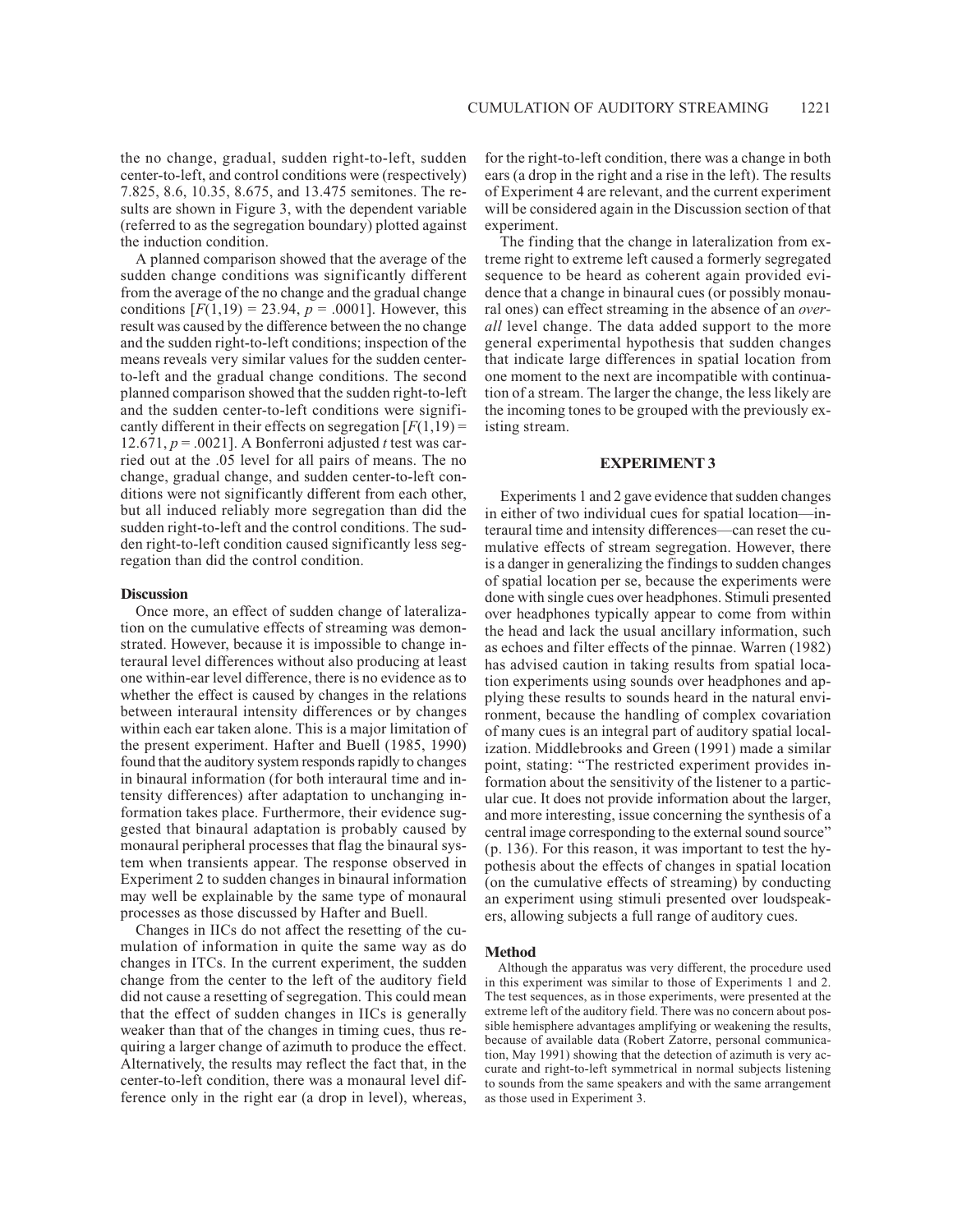the no change, gradual, sudden right-to-left, sudden center-to-left, and control conditions were (respectively) 7.825, 8.6, 10.35, 8.675, and 13.475 semitones. The results are shown in Figure 3, with the dependent variable (referred to as the segregation boundary) plotted against the induction condition.

A planned comparison showed that the average of the sudden change conditions was significantly different from the average of the no change and the gradual change conditions [$F(1,19) = 23.94$, $p = .0001$]. However, this result was caused by the difference between the no change and the sudden right-to-left conditions; inspection of the means reveals very similar values for the sudden center-to-left and the gradual change conditions. The second planned comparison showed that the sudden right-to-left and the sudden center-to-left conditions were significantly different in their effects on segregation [$F(1,19) = 12.671$, $p = .0021$]. A Bonferroni adjusted $t$ test was carried out at the .05 level for all pairs of means. The no change, gradual change, and sudden center-to-left conditions were not significantly different from each other, but all induced reliably more segregation than did the sudden right-to-left and the control conditions. The sudden right-to-left condition caused significantly less segregation than did the control condition.

### Discussion

Once more, an effect of sudden change of lateralization on the cumulative effects of streaming was demonstrated. However, because it is impossible to change interaural level differences without also producing at least one within-ear level difference, there is no evidence as to whether the effect is caused by changes in the relations between interaural intensity differences or by changes within each ear taken alone. This is a major limitation of the present experiment. Hafter and Buell (1985, 1990) found that the auditory system responds rapidly to changes in binaural information (for both interaural time and intensity differences) after adaptation to unchanging information takes place. Furthermore, their evidence suggested that binaural adaptation is probably caused by monaural peripheral processes that flag the binaural system when transients appear. The response observed in Experiment 2 to sudden changes in binaural information may well be explainable by the same type of monaural processes as those discussed by Hafter and Buell.

Changes in IICs do not affect the resetting of the cumulation of information in quite the same way as do changes in ITCs. In the current experiment, the sudden change from the center to the left of the auditory field did not cause a resetting of segregation. This could mean that the effect of sudden changes in IICs is generally weaker than that of the changes in timing cues, thus requiring a larger change of azimuth to produce the effect. Alternatively, the results may reflect the fact that, in the center-to-left condition, there was a monaural level difference only in the right ear (a drop in level), whereas, for the right-to-left condition, there was a change in both ears (a drop in the right and a rise in the left). The results of Experiment 4 are relevant, and the current experiment will be considered again in the Discussion section of that experiment.

The finding that the change in lateralization from extreme right to extreme left caused a formerly segregated sequence to be heard as coherent again provided evidence that a change in binaural cues (or possibly monaural ones) can effect streaming in the absence of an *overall* level change. The data added support to the more general experimental hypothesis that sudden changes that indicate large differences in spatial location from one moment to the next are incompatible with continuation of a stream. The larger the change, the less likely are the incoming tones to be grouped with the previously existing stream.

## EXPERIMENT 3

Experiments 1 and 2 gave evidence that sudden changes in either of two individual cues for spatial location—interaural time and intensity differences—can reset the cumulative effects of stream segregation. However, there is a danger in generalizing the findings to sudden changes of spatial location per se, because the experiments were done with single cues over headphones. Stimuli presented over headphones typically appear to come from within the head and lack the usual ancillary information, such as echoes and filter effects of the pinnae. Warren (1982) has advised caution in taking results from spatial location experiments using sounds over headphones and applying these results to sounds heard in the natural environment, because the handling of complex covariation of many cues is an integral part of auditory spatial localization. Middlebrooks and Green (1991) made a similar point, stating: "The restricted experiment provides information about the sensitivity of the listener to a particular cue. It does not provide information about the larger, and more interesting, issue concerning the synthesis of a central image corresponding to the external sound source" (p. 136). For this reason, it was important to test the hypothesis about the effects of changes in spatial location (on the cumulative effects of streaming) by conducting an experiment using stimuli presented over loudspeakers, allowing subjects a full range of auditory cues.

### Method

Although the apparatus was very different, the procedure used in this experiment was similar to those of Experiments 1 and 2. The test sequences, as in those experiments, were presented at the extreme left of the auditory field. There was no concern about possible hemisphere advantages amplifying or weakening the results, because of available data (Robert Zatorre, personal communication, May 1991) showing that the detection of azimuth is very accurate and right-to-left symmetrical in normal subjects listening to sounds from the same speakers and with the same arrangement as those used in Experiment 3.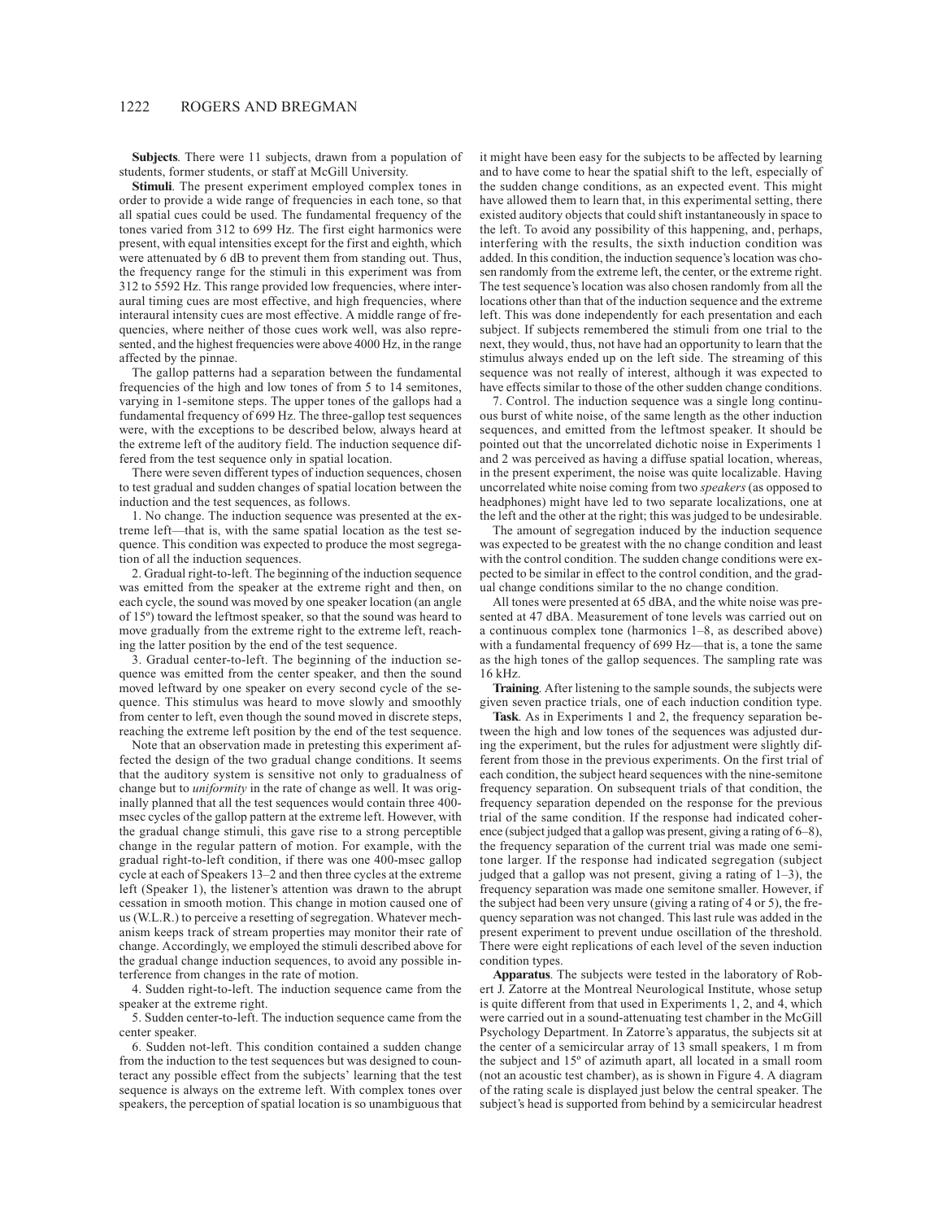**Subjects**. There were 11 subjects, drawn from a population of students, former students, or staff at McGill University.

**Stimuli**. The present experiment employed complex tones in order to provide a wide range of frequencies in each tone, so that all spatial cues could be used. The fundamental frequency of the tones varied from 312 to 699 Hz. The first eight harmonics were present, with equal intensities except for the first and eighth, which were attenuated by 6 dB to prevent them from standing out. Thus, the frequency range for the stimuli in this experiment was from 312 to 5592 Hz. This range provided low frequencies, where interaural timing cues are most effective, and high frequencies, where interaural intensity cues are most effective. A middle range of frequencies, where neither of those cues work well, was also represented, and the highest frequencies were above 4000 Hz, in the range affected by the pinnae.

The gallop patterns had a separation between the fundamental frequencies of the high and low tones of from 5 to 14 semitones, varying in 1-semitone steps. The upper tones of the gallops had a fundamental frequency of 699 Hz. The three-gallop test sequences were, with the exceptions to be described below, always heard at the extreme left of the auditory field. The induction sequence differed from the test sequence only in spatial location.

There were seven different types of induction sequences, chosen to test gradual and sudden changes of spatial location between the induction and the test sequences, as follows.

1. No change. The induction sequence was presented at the extreme left—that is, with the same spatial location as the test sequence. This condition was expected to produce the most segregation of all the induction sequences.

2. Gradual right-to-left. The beginning of the induction sequence was emitted from the speaker at the extreme right and then, on each cycle, the sound was moved by one speaker location (an angle of 15º) toward the leftmost speaker, so that the sound was heard to move gradually from the extreme right to the extreme left, reaching the latter position by the end of the test sequence.

3. Gradual center-to-left. The beginning of the induction sequence was emitted from the center speaker, and then the sound moved leftward by one speaker on every second cycle of the sequence. This stimulus was heard to move slowly and smoothly from center to left, even though the sound moved in discrete steps, reaching the extreme left position by the end of the test sequence.

Note that an observation made in pretesting this experiment affected the design of the two gradual change conditions. It seems that the auditory system is sensitive not only to gradualness of change but to *uniformity* in the rate of change as well. It was originally planned that all the test sequences would contain three 400-msec cycles of the gallop pattern at the extreme left. However, with the gradual change stimuli, this gave rise to a strong perceptible change in the regular pattern of motion. For example, with the gradual right-to-left condition, if there was one 400-msec gallop cycle at each of Speakers 13–2 and then three cycles at the extreme left (Speaker 1), the listener's attention was drawn to the abrupt cessation in smooth motion. This change in motion caused one of us (W.L.R.) to perceive a resetting of segregation. Whatever mechanism keeps track of stream properties may monitor their rate of change. Accordingly, we employed the stimuli described above for the gradual change induction sequences, to avoid any possible interference from changes in the rate of motion.

4. Sudden right-to-left. The induction sequence came from the speaker at the extreme right.

5. Sudden center-to-left. The induction sequence came from the center speaker.

6. Sudden not-left. This condition contained a sudden change from the induction to the test sequences but was designed to counteract any possible effect from the subjects' learning that the test sequence is always on the extreme left. With complex tones over speakers, the perception of spatial location is so unambiguous that it might have been easy for the subjects to be affected by learning and to have come to hear the spatial shift to the left, especially of the sudden change conditions, as an expected event. This might have allowed them to learn that, in this experimental setting, there existed auditory objects that could shift instantaneously in space to the left. To avoid any possibility of this happening, and, perhaps, interfering with the results, the sixth induction condition was added. In this condition, the induction sequence's location was chosen randomly from the extreme left, the center, or the extreme right. The test sequence's location was also chosen randomly from all the locations other than that of the induction sequence and the extreme left. This was done independently for each presentation and each subject. If subjects remembered the stimuli from one trial to the next, they would, thus, not have had an opportunity to learn that the stimulus always ended up on the left side. The streaming of this sequence was not really of interest, although it was expected to have effects similar to those of the other sudden change conditions.

7. Control. The induction sequence was a single long continuous burst of white noise, of the same length as the other induction sequences, and emitted from the leftmost speaker. It should be pointed out that the uncorrelated dichotic noise in Experiments 1 and 2 was perceived as having a diffuse spatial location, whereas, in the present experiment, the noise was quite localizable. Having uncorrelated white noise coming from two *speakers* (as opposed to headphones) might have led to two separate localizations, one at the left and the other at the right; this was judged to be undesirable.

The amount of segregation induced by the induction sequence was expected to be greatest with the no change condition and least with the control condition. The sudden change conditions were expected to be similar in effect to the control condition, and the gradual change conditions similar to the no change condition.

All tones were presented at 65 dBA, and the white noise was presented at 47 dBA. Measurement of tone levels was carried out on a continuous complex tone (harmonics 1–8, as described above) with a fundamental frequency of 699 Hz—that is, a tone the same as the high tones of the gallop sequences. The sampling rate was 16 kHz.

**Training**. After listening to the sample sounds, the subjects were given seven practice trials, one of each induction condition type.

**Task**. As in Experiments 1 and 2, the frequency separation between the high and low tones of the sequences was adjusted during the experiment, but the rules for adjustment were slightly different from those in the previous experiments. On the first trial of each condition, the subject heard sequences with the nine-semitone frequency separation. On subsequent trials of that condition, the frequency separation depended on the response for the previous trial of the same condition. If the response had indicated coherence (subject judged that a gallop was present, giving a rating of 6–8), the frequency separation of the current trial was made one semitone larger. If the response had indicated segregation (subject judged that a gallop was not present, giving a rating of 1–3), the frequency separation was made one semitone smaller. However, if the subject had been very unsure (giving a rating of 4 or 5), the frequency separation was not changed. This last rule was added in the present experiment to prevent undue oscillation of the threshold. There were eight replications of each level of the seven induction condition types.

**Apparatus**. The subjects were tested in the laboratory of Robert J. Zatorre at the Montreal Neurological Institute, whose setup is quite different from that used in Experiments 1, 2, and 4, which were carried out in a sound-attenuating test chamber in the McGill Psychology Department. In Zatorre's apparatus, the subjects sit at the center of a semicircular array of 13 small speakers, 1 m from the subject and 15º of azimuth apart, all located in a small room (not an acoustic test chamber), as is shown in Figure 4. A diagram of the rating scale is displayed just below the central speaker. The subject's head is supported from behind by a semicircular headrest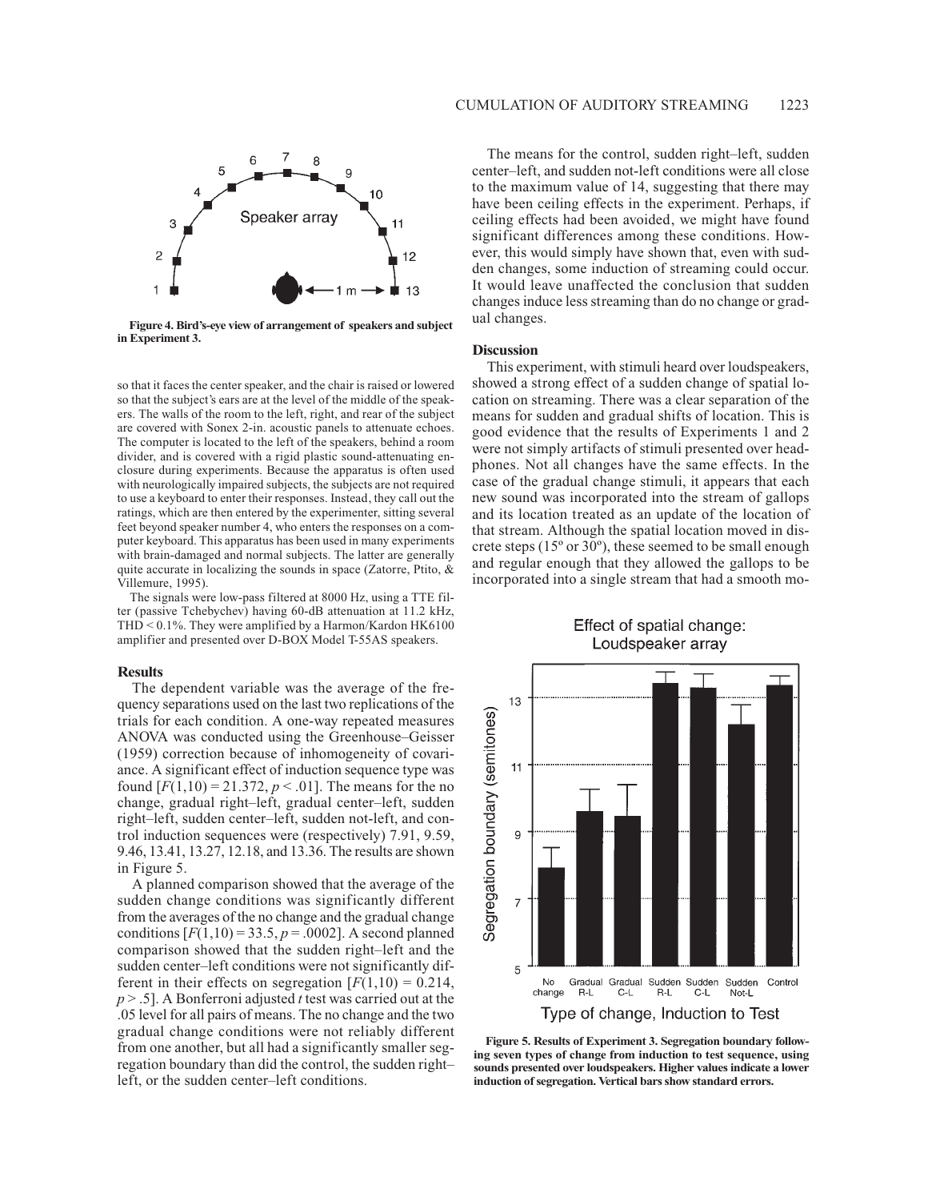Figure 4. Bird's-eye view of arrangement of speakers and subject in Experiment 3.

so that it faces the center speaker, and the chair is raised or lowered so that the subject's ears are at the level of the middle of the speakers. The walls of the room to the left, right, and rear of the subject are covered with Sonex 2-in. acoustic panels to attenuate echoes. The computer is located to the left of the speakers, behind a room divider, and is covered with a rigid plastic sound-attenuating enclosure during experiments. Because the apparatus is often used with neurologically impaired subjects, the subjects are not required to use a keyboard to enter their responses. Instead, they call out the ratings, which are then entered by the experimenter, sitting several feet beyond speaker number 4, who enters the responses on a computer keyboard. This apparatus has been used in many experiments with brain-damaged and normal subjects. The latter are generally quite accurate in localizing the sounds in space (Zatorre, Ptito, & Villemure, 1995).

The signals were low-pass filtered at 8000 Hz, using a TTE filter (passive Tchebychev) having 60-dB attenuation at 11.2 kHz, THD < 0.1%. They were amplified by a Harmon/Kardon HK6100 amplifier and presented over D-BOX Model T-55AS speakers.

### Results

The dependent variable was the average of the frequency separations used on the last two replications of the trials for each condition. A one-way repeated measures ANOVA was conducted using the Greenhouse–Geisser (1959) correction because of inhomogeneity of covariance. A significant effect of induction sequence type was found [$F(1,10) = 21.372$, $p < .01$]. The means for the no change, gradual right–left, gradual center–left, sudden right–left, sudden center–left, sudden not-left, and control induction sequences were (respectively) 7.91, 9.59, 9.46, 13.41, 13.27, 12.18, and 13.36. The results are shown in Figure 5.

A planned comparison showed that the average of the sudden change conditions was significantly different from the averages of the no change and the gradual change conditions [$F(1,10) = 33.5$, $p = .0002$]. A second planned comparison showed that the sudden right–left and the sudden center–left conditions were not significantly different in their effects on segregation [$F(1,10) = 0.214$, $p > .5$]. A Bonferroni adjusted *t* test was carried out at the .05 level for all pairs of means. The no change and the two gradual change conditions were not reliably different from one another, but all had a significantly smaller segregation boundary than did the control, the sudden right–left, or the sudden center–left conditions.

The means for the control, sudden right–left, sudden center–left, and sudden not-left conditions were all close to the maximum value of 14, suggesting that there may have been ceiling effects in the experiment. Perhaps, if ceiling effects had been avoided, we might have found significant differences among these conditions. However, this would simply have shown that, even with sudden changes, some induction of streaming could occur. It would leave unaffected the conclusion that sudden changes induce less streaming than do no change or gradual changes.

### Discussion

This experiment, with stimuli heard over loudspeakers, showed a strong effect of a sudden change of spatial location on streaming. There was a clear separation of the means for sudden and gradual shifts of location. This is good evidence that the results of Experiments 1 and 2 were not simply artifacts of stimuli presented over headphones. Not all changes have the same effects. In the case of the gradual change stimuli, it appears that each new sound was incorporated into the stream of gallops and its location treated as an update of the location of that stream. Although the spatial location moved in discrete steps (15º or 30º), these seemed to be small enough and regular enough that they allowed the gallops to be incorporated into a single stream that had a smooth mo-

Figure 5. Results of Experiment 3. Segregation boundary following seven types of change from induction to test sequence, using sounds presented over loudspeakers. Higher values indicate a lower induction of segregation. Vertical bars show standard errors.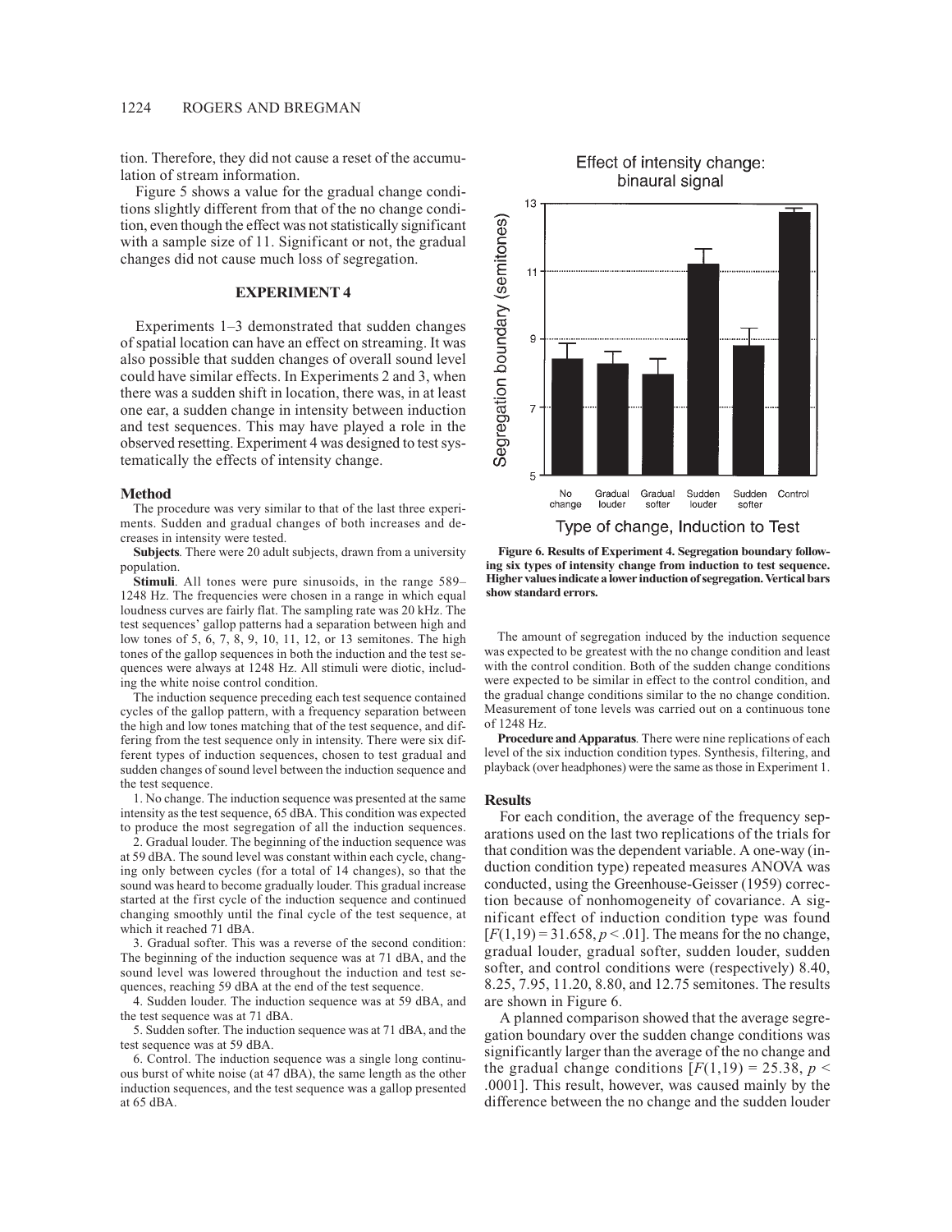tion. Therefore, they did not cause a reset of the accumulation of stream information.

Figure 5 shows a value for the gradual change conditions slightly different from that of the no change condition, even though the effect was not statistically significant with a sample size of 11. Significant or not, the gradual changes did not cause much loss of segregation.

## EXPERIMENT 4

Experiments 1–3 demonstrated that sudden changes of spatial location can have an effect on streaming. It was also possible that sudden changes of overall sound level could have similar effects. In Experiments 2 and 3, when there was a sudden shift in location, there was, in at least one ear, a sudden change in intensity between induction and test sequences. This may have played a role in the observed resetting. Experiment 4 was designed to test systematically the effects of intensity change.

### Method

The procedure was very similar to that of the last three experiments. Sudden and gradual changes of both increases and decreases in intensity were tested.

**Subjects**. There were 20 adult subjects, drawn from a university population.

**Stimuli**. All tones were pure sinusoids, in the range 589–1248 Hz. The frequencies were chosen in a range in which equal loudness curves are fairly flat. The sampling rate was 20 kHz. The test sequences' gallop patterns had a separation between high and low tones of 5, 6, 7, 8, 9, 10, 11, 12, or 13 semitones. The high tones of the gallop sequences in both the induction and the test sequences were always at 1248 Hz. All stimuli were diotic, including the white noise control condition.

The induction sequence preceding each test sequence contained cycles of the gallop pattern, with a frequency separation between the high and low tones matching that of the test sequence, and differing from the test sequence only in intensity. There were six different types of induction sequences, chosen to test gradual and sudden changes of sound level between the induction sequence and the test sequence.

1. No change. The induction sequence was presented at the same intensity as the test sequence, 65 dBA. This condition was expected to produce the most segregation of all the induction sequences.

2. Gradual louder. The beginning of the induction sequence was at 59 dBA. The sound level was constant within each cycle, changing only between cycles (for a total of 14 changes), so that the sound was heard to become gradually louder. This gradual increase started at the first cycle of the induction sequence and continued changing smoothly until the final cycle of the test sequence, at which it reached 71 dBA.

3. Gradual softer. This was a reverse of the second condition: The beginning of the induction sequence was at 71 dBA, and the sound level was lowered throughout the induction and test sequences, reaching 59 dBA at the end of the test sequence.

4. Sudden louder. The induction sequence was at 59 dBA, and the test sequence was at 71 dBA.

5. Sudden softer. The induction sequence was at 71 dBA, and the test sequence was at 59 dBA.

6. Control. The induction sequence was a single long continuous burst of white noise (at 47 dBA), the same length as the other induction sequences, and the test sequence was a gallop presented at 65 dBA.

**Figure 6. Results of Experiment 4. Segregation boundary following six types of intensity change from induction to test sequence. Higher values indicate a lower induction of segregation. Vertical bars show standard errors.**

The amount of segregation induced by the induction sequence was expected to be greatest with the no change condition and least with the control condition. Both of the sudden change conditions were expected to be similar in effect to the control condition, and the gradual change conditions similar to the no change condition. Measurement of tone levels was carried out on a continuous tone of 1248 Hz.

**Procedure and Apparatus**. There were nine replications of each level of the six induction condition types. Synthesis, filtering, and playback (over headphones) were the same as those in Experiment 1.

### Results

For each condition, the average of the frequency separations used on the last two replications of the trials for that condition was the dependent variable. A one-way (induction condition type) repeated measures ANOVA was conducted, using the Greenhouse-Geisser (1959) correction because of nonhomogeneity of covariance. A significant effect of induction condition type was found [$F(1,19) = 31.658$, $p < .01$]. The means for the no change, gradual louder, gradual softer, sudden louder, sudden softer, and control conditions were (respectively) 8.40, 8.25, 7.95, 11.20, 8.80, and 12.75 semitones. The results are shown in Figure 6.

A planned comparison showed that the average segregation boundary over the sudden change conditions was significantly larger than the average of the no change and the gradual change conditions [$F(1,19) = 25.38$, $p < .0001$]. This result, however, was caused mainly by the difference between the no change and the sudden louder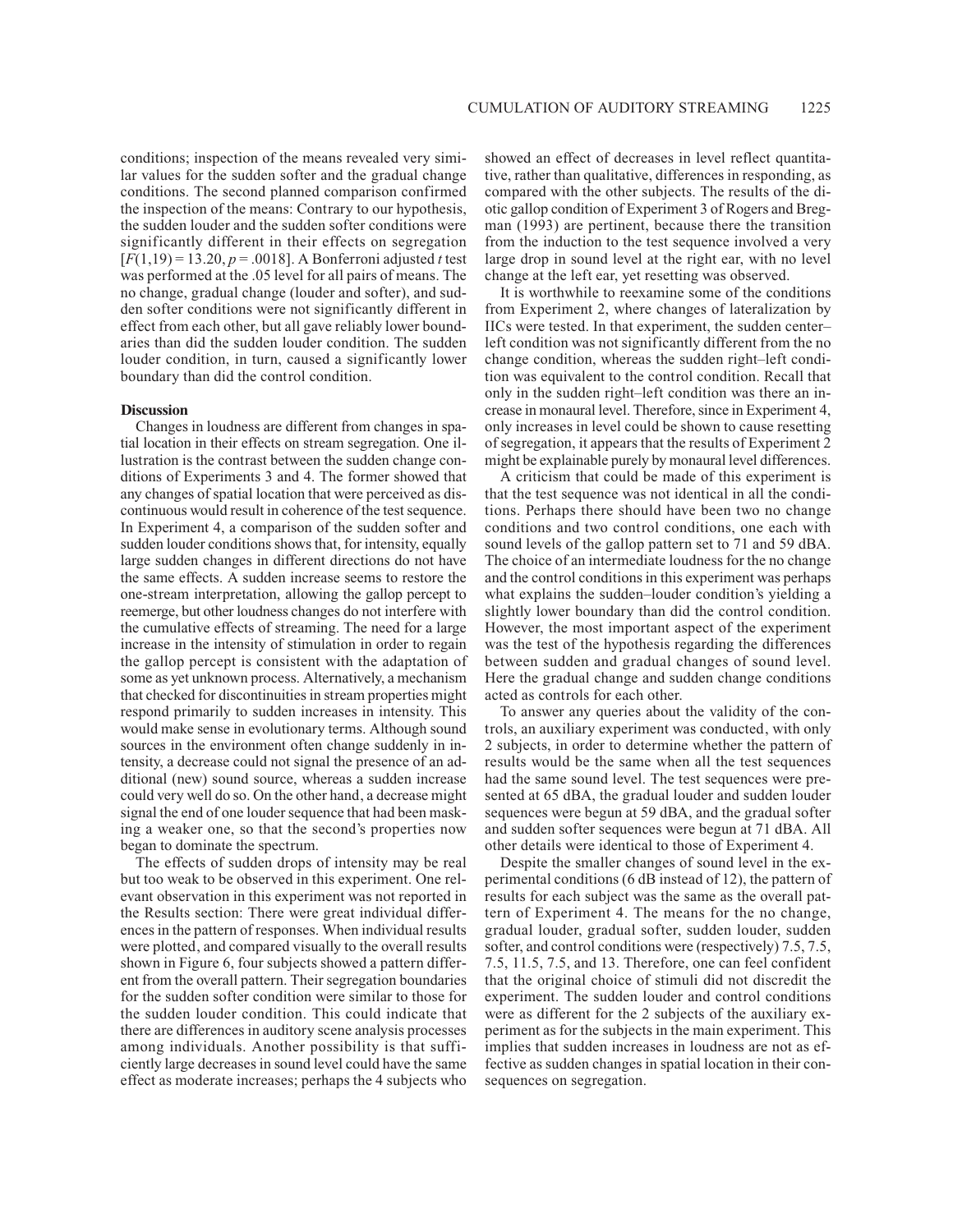conditions; inspection of the means revealed very similar values for the sudden softer and the gradual change conditions. The second planned comparison confirmed the inspection of the means: Contrary to our hypothesis, the sudden louder and the sudden softer conditions were significantly different in their effects on segregation [$F(1,19) = 13.20$, $p = .0018$]. A Bonferroni adjusted *t* test was performed at the .05 level for all pairs of means. The no change, gradual change (louder and softer), and sudden softer conditions were not significantly different in effect from each other, but all gave reliably lower boundaries than did the sudden louder condition. The sudden louder condition, in turn, caused a significantly lower boundary than did the control condition.

### Discussion

Changes in loudness are different from changes in spatial location in their effects on stream segregation. One illustration is the contrast between the sudden change conditions of Experiments 3 and 4. The former showed that any changes of spatial location that were perceived as discontinuous would result in coherence of the test sequence. In Experiment 4, a comparison of the sudden softer and sudden louder conditions shows that, for intensity, equally large sudden changes in different directions do not have the same effects. A sudden increase seems to restore the one-stream interpretation, allowing the gallop percept to reemerge, but other loudness changes do not interfere with the cumulative effects of streaming. The need for a large increase in the intensity of stimulation in order to regain the gallop percept is consistent with the adaptation of some as yet unknown process. Alternatively, a mechanism that checked for discontinuities in stream properties might respond primarily to sudden increases in intensity. This would make sense in evolutionary terms. Although sound sources in the environment often change suddenly in intensity, a decrease could not signal the presence of an additional (new) sound source, whereas a sudden increase could very well do so. On the other hand, a decrease might signal the end of one louder sequence that had been masking a weaker one, so that the second's properties now began to dominate the spectrum.

The effects of sudden drops of intensity may be real but too weak to be observed in this experiment. One relevant observation in this experiment was not reported in the Results section: There were great individual differences in the pattern of responses. When individual results were plotted, and compared visually to the overall results shown in Figure 6, four subjects showed a pattern different from the overall pattern. Their segregation boundaries for the sudden softer condition were similar to those for the sudden louder condition. This could indicate that there are differences in auditory scene analysis processes among individuals. Another possibility is that sufficiently large decreases in sound level could have the same effect as moderate increases; perhaps the 4 subjects who showed an effect of decreases in level reflect quantitative, rather than qualitative, differences in responding, as compared with the other subjects. The results of the diotic gallop condition of Experiment 3 of Rogers and Bregman (1993) are pertinent, because there the transition from the induction to the test sequence involved a very large drop in sound level at the right ear, with no level change at the left ear, yet resetting was observed.

It is worthwhile to reexamine some of the conditions from Experiment 2, where changes of lateralization by IICs were tested. In that experiment, the sudden center–left condition was not significantly different from the no change condition, whereas the sudden right–left condition was equivalent to the control condition. Recall that only in the sudden right–left condition was there an increase in monaural level. Therefore, since in Experiment 4, only increases in level could be shown to cause resetting of segregation, it appears that the results of Experiment 2 might be explainable purely by monaural level differences.

A criticism that could be made of this experiment is that the test sequence was not identical in all the conditions. Perhaps there should have been two no change conditions and two control conditions, one each with sound levels of the gallop pattern set to 71 and 59 dBA. The choice of an intermediate loudness for the no change and the control conditions in this experiment was perhaps what explains the sudden–louder condition's yielding a slightly lower boundary than did the control condition. However, the most important aspect of the experiment was the test of the hypothesis regarding the differences between sudden and gradual changes of sound level. Here the gradual change and sudden change conditions acted as controls for each other.

To answer any queries about the validity of the controls, an auxiliary experiment was conducted, with only 2 subjects, in order to determine whether the pattern of results would be the same when all the test sequences had the same sound level. The test sequences were presented at 65 dBA, the gradual louder and sudden louder sequences were begun at 59 dBA, and the gradual softer and sudden softer sequences were begun at 71 dBA. All other details were identical to those of Experiment 4.

Despite the smaller changes of sound level in the experimental conditions (6 dB instead of 12), the pattern of results for each subject was the same as the overall pattern of Experiment 4. The means for the no change, gradual louder, gradual softer, sudden louder, sudden softer, and control conditions were (respectively) 7.5, 7.5, 7.5, 11.5, 7.5, and 13. Therefore, one can feel confident that the original choice of stimuli did not discredit the experiment. The sudden louder and control conditions were as different for the 2 subjects of the auxiliary experiment as for the subjects in the main experiment. This implies that sudden increases in loudness are not as effective as sudden changes in spatial location in their consequences on segregation.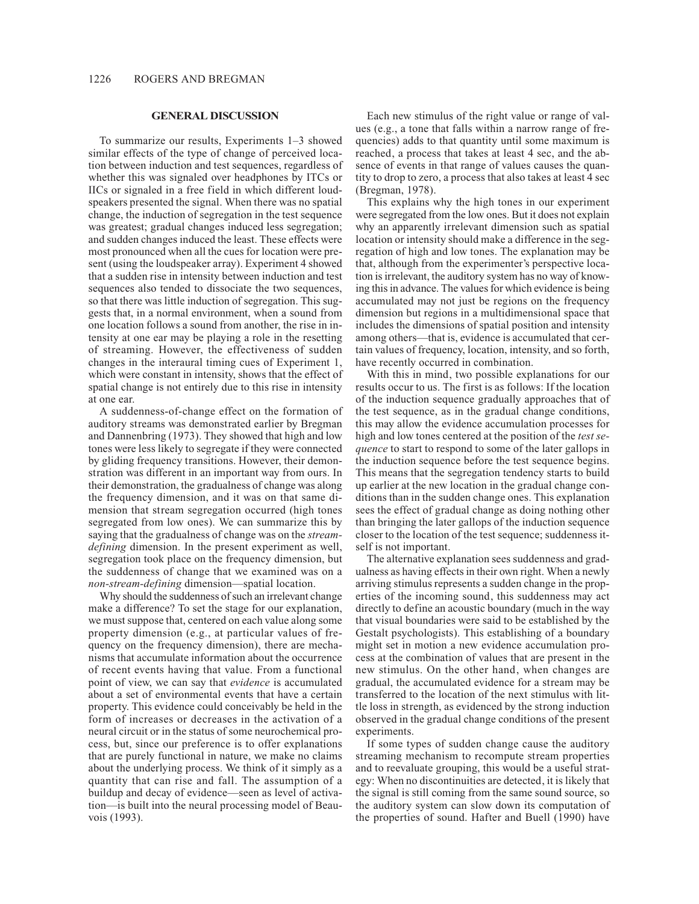## GENERAL DISCUSSION

To summarize our results, Experiments 1–3 showed similar effects of the type of change of perceived location between induction and test sequences, regardless of whether this was signaled over headphones by ITCs or IICs or signaled in a free field in which different loudspeakers presented the signal. When there was no spatial change, the induction of segregation in the test sequence was greatest; gradual changes induced less segregation; and sudden changes induced the least. These effects were most pronounced when all the cues for location were present (using the loudspeaker array). Experiment 4 showed that a sudden rise in intensity between induction and test sequences also tended to dissociate the two sequences, so that there was little induction of segregation. This suggests that, in a normal environment, when a sound from one location follows a sound from another, the rise in intensity at one ear may be playing a role in the resetting of streaming. However, the effectiveness of sudden changes in the interaural timing cues of Experiment 1, which were constant in intensity, shows that the effect of spatial change is not entirely due to this rise in intensity at one ear.

A suddenness-of-change effect on the formation of auditory streams was demonstrated earlier by Bregman and Dannenbring (1973). They showed that high and low tones were less likely to segregate if they were connected by gliding frequency transitions. However, their demonstration was different in an important way from ours. In their demonstration, the gradualness of change was along the frequency dimension, and it was on that same dimension that stream segregation occurred (high tones segregated from low ones). We can summarize this by saying that the gradualness of change was on the *stream-defining* dimension. In the present experiment as well, segregation took place on the frequency dimension, but the suddenness of change that we examined was on a *non-stream-defining* dimension—spatial location.

Why should the suddenness of such an irrelevant change make a difference? To set the stage for our explanation, we must suppose that, centered on each value along some property dimension (e.g., at particular values of frequency on the frequency dimension), there are mechanisms that accumulate information about the occurrence of recent events having that value. From a functional point of view, we can say that *evidence* is accumulated about a set of environmental events that have a certain property. This evidence could conceivably be held in the form of increases or decreases in the activation of a neural circuit or in the status of some neurochemical process, but, since our preference is to offer explanations that are purely functional in nature, we make no claims about the underlying process. We think of it simply as a quantity that can rise and fall. The assumption of a buildup and decay of evidence—seen as level of activation—is built into the neural processing model of Beauvois (1993).

Each new stimulus of the right value or range of values (e.g., a tone that falls within a narrow range of frequencies) adds to that quantity until some maximum is reached, a process that takes at least 4 sec, and the absence of events in that range of values causes the quantity to drop to zero, a process that also takes at least 4 sec (Bregman, 1978).

This explains why the high tones in our experiment were segregated from the low ones. But it does not explain why an apparently irrelevant dimension such as spatial location or intensity should make a difference in the segregation of high and low tones. The explanation may be that, although from the experimenter's perspective location is irrelevant, the auditory system has no way of knowing this in advance. The values for which evidence is being accumulated may not just be regions on the frequency dimension but regions in a multidimensional space that includes the dimensions of spatial position and intensity among others—that is, evidence is accumulated that certain values of frequency, location, intensity, and so forth, have recently occurred in combination.

With this in mind, two possible explanations for our results occur to us. The first is as follows: If the location of the induction sequence gradually approaches that of the test sequence, as in the gradual change conditions, this may allow the evidence accumulation processes for high and low tones centered at the position of the *test sequence* to start to respond to some of the later gallops in the induction sequence before the test sequence begins. This means that the segregation tendency starts to build up earlier at the new location in the gradual change conditions than in the sudden change ones. This explanation sees the effect of gradual change as doing nothing other than bringing the later gallops of the induction sequence closer to the location of the test sequence; suddenness itself is not important.

The alternative explanation sees suddenness and gradualness as having effects in their own right. When a newly arriving stimulus represents a sudden change in the properties of the incoming sound, this suddenness may act directly to define an acoustic boundary (much in the way that visual boundaries were said to be established by the Gestalt psychologists). This establishing of a boundary might set in motion a new evidence accumulation process at the combination of values that are present in the new stimulus. On the other hand, when changes are gradual, the accumulated evidence for a stream may be transferred to the location of the next stimulus with little loss in strength, as evidenced by the strong induction observed in the gradual change conditions of the present experiments.

If some types of sudden change cause the auditory streaming mechanism to recompute stream properties and to reevaluate grouping, this would be a useful strategy: When no discontinuities are detected, it is likely that the signal is still coming from the same sound source, so the auditory system can slow down its computation of the properties of sound. Hafter and Buell (1990) have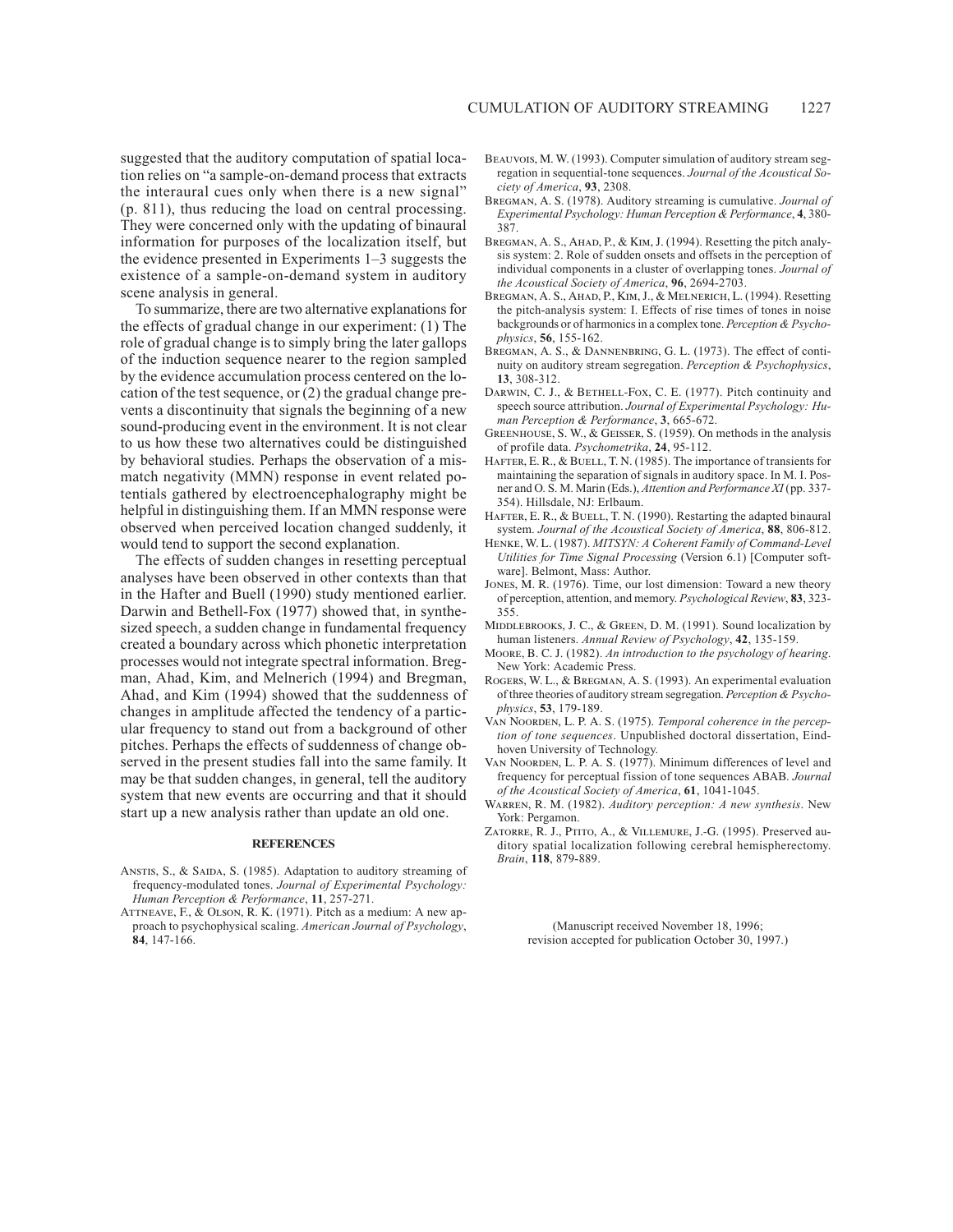suggested that the auditory computation of spatial location relies on "a sample-on-demand process that extracts the interaural cues only when there is a new signal" (p. 811), thus reducing the load on central processing. They were concerned only with the updating of binaural information for purposes of the localization itself, but the evidence presented in Experiments 1–3 suggests the existence of a sample-on-demand system in auditory scene analysis in general.

To summarize, there are two alternative explanations for the effects of gradual change in our experiment: (1) The role of gradual change is to simply bring the later gallops of the induction sequence nearer to the region sampled by the evidence accumulation process centered on the location of the test sequence, or (2) the gradual change prevents a discontinuity that signals the beginning of a new sound-producing event in the environment. It is not clear to us how these two alternatives could be distinguished by behavioral studies. Perhaps the observation of a mismatch negativity (MMN) response in event related potentials gathered by electroencephalography might be helpful in distinguishing them. If an MMN response were observed when perceived location changed suddenly, it would tend to support the second explanation.

The effects of sudden changes in resetting perceptual analyses have been observed in other contexts than that in the Hafter and Buell (1990) study mentioned earlier. Darwin and Bethell-Fox (1977) showed that, in synthesized speech, a sudden change in fundamental frequency created a boundary across which phonetic interpretation processes would not integrate spectral information. Bregman, Ahad, Kim, and Melnerich (1994) and Bregman, Ahad, and Kim (1994) showed that the suddenness of changes in amplitude affected the tendency of a particular frequency to stand out from a background of other pitches. Perhaps the effects of suddenness of change observed in the present studies fall into the same family. It may be that sudden changes, in general, tell the auditory system that new events are occurring and that it should start up a new analysis rather than update an old one.

## REFERENCES

Anstis, S., & Saida, S. (1985). Adaptation to auditory streaming of frequency-modulated tones. *Journal of Experimental Psychology: Human Perception & Performance*, **11**, 257-271.

Attneave, F., & Olson, R. K. (1971). Pitch as a medium: A new approach to psychophysical scaling. *American Journal of Psychology*, **84**, 147-166.

Beauvois, M. W. (1993). Computer simulation of auditory stream segregation in sequential-tone sequences. *Journal of the Acoustical Society of America*, **93**, 2308.

Bregman, A. S. (1978). Auditory streaming is cumulative. *Journal of Experimental Psychology: Human Perception & Performance*, **4**, 380-387.

Bregman, A. S., Ahad, P., & Kim, J. (1994). Resetting the pitch analysis system: 2. Role of sudden onsets and offsets in the perception of individual components in a cluster of overlapping tones. *Journal of the Acoustical Society of America*, **96**, 2694-2703.

Bregman, A. S., Ahad, P., Kim, J., & Melnerich, L. (1994). Resetting the pitch-analysis system: I. Effects of rise times of tones in noise backgrounds or of harmonics in a complex tone. *Perception & Psychophysics*, **56**, 155-162.

Bregman, A. S., & Dannenbring, G. L. (1973). The effect of continuity on auditory stream segregation. *Perception & Psychophysics*, **13**, 308-312.

Darwin, C. J., & Bethell-Fox, C. E. (1977). Pitch continuity and speech source attribution. *Journal of Experimental Psychology: Human Perception & Performance*, **3**, 665-672.

Greenhouse, S. W., & Geisser, S. (1959). On methods in the analysis of profile data. *Psychometrika*, **24**, 95-112.

Hafter, E. R., & Buell, T. N. (1985). The importance of transients for maintaining the separation of signals in auditory space. In M. I. Posner and O. S. M. Marin (Eds.), *Attention and Performance XI* (pp. 337-354). Hillsdale, NJ: Erlbaum.

Hafter, E. R., & Buell, T. N. (1990). Restarting the adapted binaural system. *Journal of the Acoustical Society of America*, **88**, 806-812.

Henke, W. L. (1987). *MITSYN: A Coherent Family of Command-Level Utilities for Time Signal Processing* (Version 6.1) [Computer software]. Belmont, Mass: Author.

Jones, M. R. (1976). Time, our lost dimension: Toward a new theory of perception, attention, and memory. *Psychological Review*, **83**, 323-355.

Middlebrooks, J. C., & Green, D. M. (1991). Sound localization by human listeners. *Annual Review of Psychology*, **42**, 135-159.

Moore, B. C. J. (1982). *An introduction to the psychology of hearing*. New York: Academic Press.

Rogers, W. L., & Bregman, A. S. (1993). An experimental evaluation of three theories of auditory stream segregation. *Perception & Psychophysics*, **53**, 179-189.

Van Noorden, L. P. A. S. (1975). *Temporal coherence in the perception of tone sequences*. Unpublished doctoral dissertation, Eindhoven University of Technology.

Van Noorden, L. P. A. S. (1977). Minimum differences of level and frequency for perceptual fission of tone sequences ABAB. *Journal of the Acoustical Society of America*, **61**, 1041-1045.

Warren, R. M. (1982). *Auditory perception: A new synthesis*. New York: Pergamon.

Zatorre, R. J., Ptito, A., & Villemure, J.-G. (1995). Preserved auditory spatial localization following cerebral hemispherectomy. *Brain*, **118**, 879-889.

(Manuscript received November 18, 1996;
revision accepted for publication October 30, 1997.)